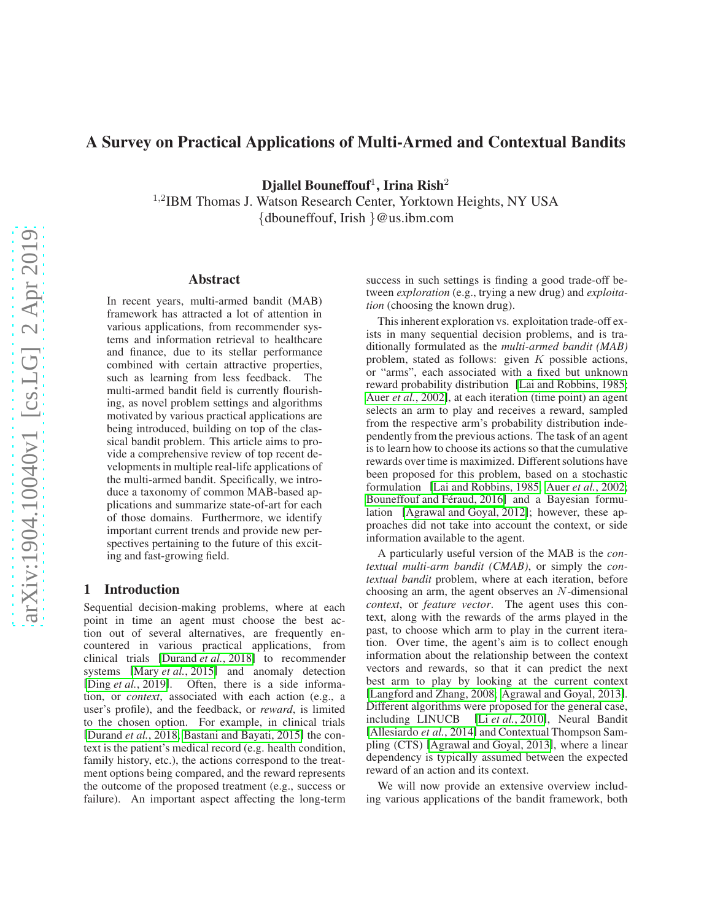# A Survey on Practical Applications of Multi-Armed and Contextual Bandits

**Djallel Bouneffouf**[1], **Irina Rish**[2]

[1,2]IBM Thomas J. Watson Research Center, Yorktown Heights, NY USA

{dbouneffouf, Irish }@us.ibm.com

## Abstract

In recent years, multi-armed bandit (MAB) framework has attracted a lot of attention in various applications, from recommender systems and information retrieval to healthcare and finance, due to its stellar performance combined with certain attractive properties, such as learning from less feedback. The multi-armed bandit field is currently flourishing, as novel problem settings and algorithms motivated by various practical applications are being introduced, building on top of the classical bandit problem. This article aims to provide a comprehensive review of top recent developments in multiple real-life applications of the multi-armed bandit. Specifically, we introduce a taxonomy of common MAB-based applications and summarize state-of-art for each of those domains. Furthermore, we identify important current trends and provide new perspectives pertaining to the future of this exciting and fast-growing field.

## 1 Introduction

Sequential decision-making problems, where at each point in time an agent must choose the best action out of several alternatives, are frequently encountered in various practical applications, from clinical trials [Durand *et al.*, 2018] to recommender systems [Mary *et al.*, 2015] and anomaly detection [Ding *et al.*, 2019]. Often, there is a side information, or *context*, associated with each action (e.g., a user's profile), and the feedback, or *reward*, is limited to the chosen option. For example, in clinical trials [Durand *et al.*, 2018; Bastani and Bayati, 2015] the context is the patient's medical record (e.g. health condition, family history, etc.), the actions correspond to the treatment options being compared, and the reward represents the outcome of the proposed treatment (e.g., success or failure). An important aspect affecting the long-term success in such settings is finding a good trade-off between *exploration* (e.g., trying a new drug) and *exploitation* (choosing the known drug).

This inherent exploration vs. exploitation trade-off exists in many sequential decision problems, and is traditionally formulated as the *multi-armed bandit (MAB)* problem, stated as follows: given $K$ possible actions, or "arms", each associated with a fixed but unknown reward probability distribution [Lai and Robbins, 1985; Auer *et al.*, 2002], at each iteration (time point) an agent selects an arm to play and receives a reward, sampled from the respective arm's probability distribution independently from the previous actions. The task of an agent is to learn how to choose its actions so that the cumulative rewards over time is maximized. Different solutions have been proposed for this problem, based on a stochastic formulation [Lai and Robbins, 1985; Auer *et al.*, 2002; Bouneffouf and Féraud, 2016] and a Bayesian formulation [Agrawal and Goyal, 2012]; however, these approaches did not take into account the context, or side information available to the agent.

A particularly useful version of the MAB is the *contextual multi-arm bandit (CMAB)*, or simply the *contextual bandit* problem, where at each iteration, before choosing an arm, the agent observes an $N$-dimensional *context*, or *feature vector*. The agent uses this context, along with the rewards of the arms played in the past, to choose which arm to play in the current iteration. Over time, the agent's aim is to collect enough information about the relationship between the context vectors and rewards, so that it can predict the next best arm to play by looking at the current context [Langford and Zhang, 2008; Agrawal and Goyal, 2013]. Different algorithms were proposed for the general case, including LINUCB [Li *et al.*, 2010], Neural Bandit [Allesiardo *et al.*, 2014] and Contextual Thompson Sampling (CTS) [Agrawal and Goyal, 2013], where a linear dependency is typically assumed between the expected reward of an action and its context.

We will now provide an extensive overview including various applications of the bandit framework, both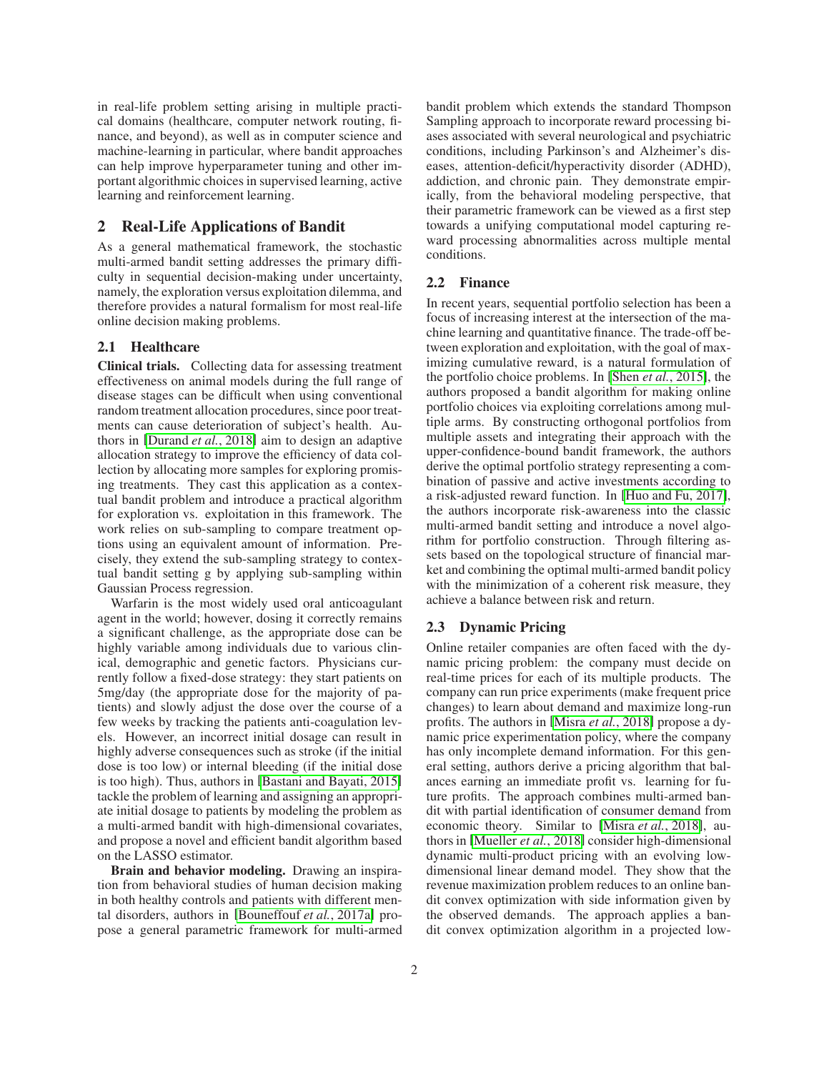in real-life problem setting arising in multiple practical domains (healthcare, computer network routing, finance, and beyond), as well as in computer science and machine-learning in particular, where bandit approaches can help improve hyperparameter tuning and other important algorithmic choices in supervised learning, active learning and reinforcement learning.

## 2 Real-Life Applications of Bandit

As a general mathematical framework, the stochastic multi-armed bandit setting addresses the primary difficulty in sequential decision-making under uncertainty, namely, the exploration versus exploitation dilemma, and therefore provides a natural formalism for most real-life online decision making problems.

### 2.1 Healthcare

**Clinical trials.** Collecting data for assessing treatment effectiveness on animal models during the full range of disease stages can be difficult when using conventional random treatment allocation procedures, since poor treatments can cause deterioration of subject's health. Authors in [Durand *et al.*, 2018] aim to design an adaptive allocation strategy to improve the efficiency of data collection by allocating more samples for exploring promising treatments. They cast this application as a contextual bandit problem and introduce a practical algorithm for exploration vs. exploitation in this framework. The work relies on sub-sampling to compare treatment options using an equivalent amount of information. Precisely, they extend the sub-sampling strategy to contextual bandit setting g by applying sub-sampling within Gaussian Process regression.

Warfarin is the most widely used oral anticoagulant agent in the world; however, dosing it correctly remains a significant challenge, as the appropriate dose can be highly variable among individuals due to various clinical, demographic and genetic factors. Physicians currently follow a fixed-dose strategy: they start patients on 5mg/day (the appropriate dose for the majority of patients) and slowly adjust the dose over the course of a few weeks by tracking the patients anti-coagulation levels. However, an incorrect initial dosage can result in highly adverse consequences such as stroke (if the initial dose is too low) or internal bleeding (if the initial dose is too high). Thus, authors in [Bastani and Bayati, 2015] tackle the problem of learning and assigning an appropriate initial dosage to patients by modeling the problem as a multi-armed bandit with high-dimensional covariates, and propose a novel and efficient bandit algorithm based on the LASSO estimator.

**Brain and behavior modeling.** Drawing an inspiration from behavioral studies of human decision making in both healthy controls and patients with different mental disorders, authors in [Bouneffouf *et al.*, 2017a] propose a general parametric framework for multi-armed bandit problem which extends the standard Thompson Sampling approach to incorporate reward processing biases associated with several neurological and psychiatric conditions, including Parkinson's and Alzheimer's diseases, attention-deficit/hyperactivity disorder (ADHD), addiction, and chronic pain. They demonstrate empirically, from the behavioral modeling perspective, that their parametric framework can be viewed as a first step towards a unifying computational model capturing reward processing abnormalities across multiple mental conditions.

### 2.2 Finance

In recent years, sequential portfolio selection has been a focus of increasing interest at the intersection of the machine learning and quantitative finance. The trade-off between exploration and exploitation, with the goal of maximizing cumulative reward, is a natural formulation of the portfolio choice problems. In [Shen *et al.*, 2015], the authors proposed a bandit algorithm for making online portfolio choices via exploiting correlations among multiple arms. By constructing orthogonal portfolios from multiple assets and integrating their approach with the upper-confidence-bound bandit framework, the authors derive the optimal portfolio strategy representing a combination of passive and active investments according to a risk-adjusted reward function. In [Huo and Fu, 2017], the authors incorporate risk-awareness into the classic multi-armed bandit setting and introduce a novel algorithm for portfolio construction. Through filtering assets based on the topological structure of financial market and combining the optimal multi-armed bandit policy with the minimization of a coherent risk measure, they achieve a balance between risk and return.

### 2.3 Dynamic Pricing

Online retailer companies are often faced with the dynamic pricing problem: the company must decide on real-time prices for each of its multiple products. The company can run price experiments (make frequent price changes) to learn about demand and maximize long-run profits. The authors in [Misra *et al.*, 2018] propose a dynamic price experimentation policy, where the company has only incomplete demand information. For this general setting, authors derive a pricing algorithm that balances earning an immediate profit vs. learning for future profits. The approach combines multi-armed bandit with partial identification of consumer demand from economic theory. Similar to [Misra *et al.*, 2018], authors in [Mueller *et al.*, 2018] consider high-dimensional dynamic multi-product pricing with an evolving low-dimensional linear demand model. They show that the revenue maximization problem reduces to an online bandit convex optimization with side information given by the observed demands. The approach applies a bandit convex optimization algorithm in a projected low-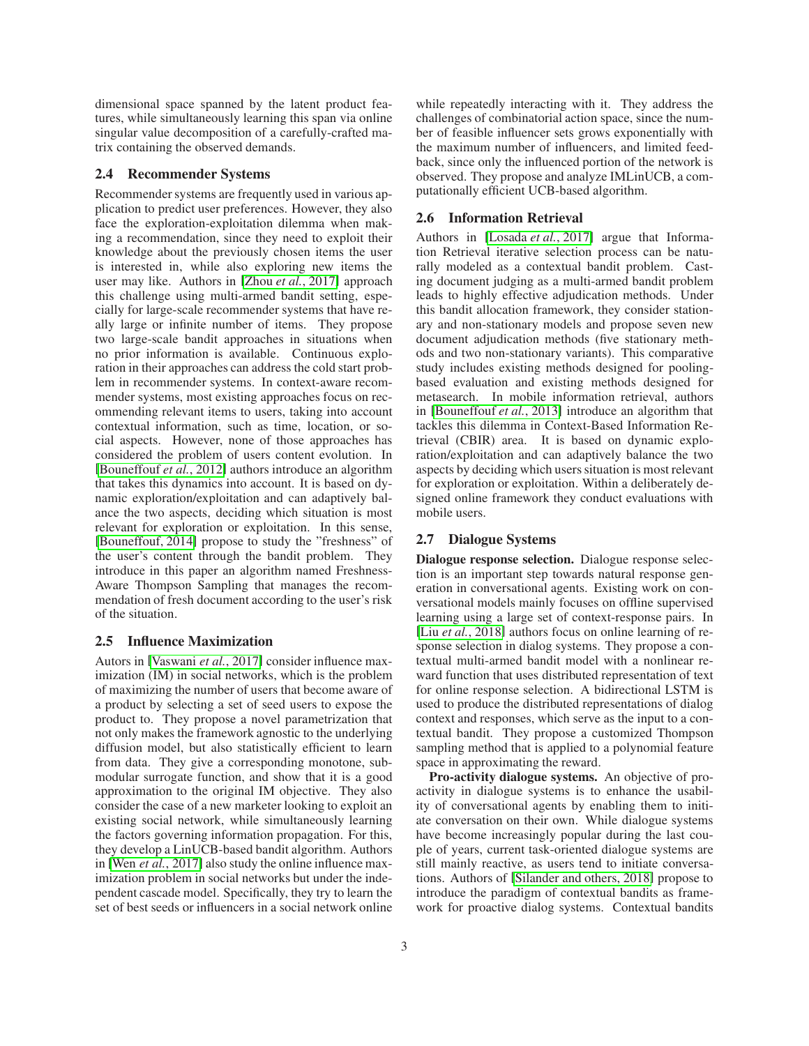dimensional space spanned by the latent product features, while simultaneously learning this span via online singular value decomposition of a carefully-crafted matrix containing the observed demands.

### 2.4 Recommender Systems

Recommender systems are frequently used in various application to predict user preferences. However, they also face the exploration-exploitation dilemma when making a recommendation, since they need to exploit their knowledge about the previously chosen items the user is interested in, while also exploring new items the user may like. Authors in [Zhou *et al.*, 2017] approach this challenge using multi-armed bandit setting, especially for large-scale recommender systems that have really large or infinite number of items. They propose two large-scale bandit approaches in situations when no prior information is available. Continuous exploration in their approaches can address the cold start problem in recommender systems. In context-aware recommender systems, most existing approaches focus on recommending relevant items to users, taking into account contextual information, such as time, location, or social aspects. However, none of those approaches has considered the problem of users content evolution. In [Bouneffouf *et al.*, 2012] authors introduce an algorithm that takes this dynamics into account. It is based on dynamic exploration/exploitation and can adaptively balance the two aspects, deciding which situation is most relevant for exploration or exploitation. In this sense, [Bouneffouf, 2014] propose to study the "freshness" of the user's content through the bandit problem. They introduce in this paper an algorithm named Freshness-Aware Thompson Sampling that manages the recommendation of fresh document according to the user's risk of the situation.

### 2.5 Influence Maximization

Autors in [Vaswani *et al.*, 2017] consider influence maximization (IM) in social networks, which is the problem of maximizing the number of users that become aware of a product by selecting a set of seed users to expose the product to. They propose a novel parametrization that not only makes the framework agnostic to the underlying diffusion model, but also statistically efficient to learn from data. They give a corresponding monotone, submodular surrogate function, and show that it is a good approximation to the original IM objective. They also consider the case of a new marketer looking to exploit an existing social network, while simultaneously learning the factors governing information propagation. For this, they develop a LinUCB-based bandit algorithm. Authors in [Wen *et al.*, 2017] also study the online influence maximization problem in social networks but under the independent cascade model. Specifically, they try to learn the set of best seeds or influencers in a social network online while repeatedly interacting with it. They address the challenges of combinatorial action space, since the number of feasible influencer sets grows exponentially with the maximum number of influencers, and limited feedback, since only the influenced portion of the network is observed. They propose and analyze IMLinUCB, a computationally efficient UCB-based algorithm.

### 2.6 Information Retrieval

Authors in [Losada *et al.*, 2017] argue that Information Retrieval iterative selection process can be naturally modeled as a contextual bandit problem. Casting document judging as a multi-armed bandit problem leads to highly effective adjudication methods. Under this bandit allocation framework, they consider stationary and non-stationary models and propose seven new document adjudication methods (five stationary methods and two non-stationary variants). This comparative study includes existing methods designed for pooling-based evaluation and existing methods designed for metasearch. In mobile information retrieval, authors in [Bouneffouf *et al.*, 2013] introduce an algorithm that tackles this dilemma in Context-Based Information Retrieval (CBIR) area. It is based on dynamic exploration/exploitation and can adaptively balance the two aspects by deciding which users situation is most relevant for exploration or exploitation. Within a deliberately designed online framework they conduct evaluations with mobile users.

### 2.7 Dialogue Systems

**Dialogue response selection.** Dialogue response selection is an important step towards natural response generation in conversational agents. Existing work on conversational models mainly focuses on offline supervised learning using a large set of context-response pairs. In [Liu *et al.*, 2018] authors focus on online learning of response selection in dialog systems. They propose a contextual multi-armed bandit model with a nonlinear reward function that uses distributed representation of text for online response selection. A bidirectional LSTM is used to produce the distributed representations of dialog context and responses, which serve as the input to a contextual bandit. They propose a customized Thompson sampling method that is applied to a polynomial feature space in approximating the reward.

**Pro-activity dialogue systems.** An objective of proactivity in dialogue systems is to enhance the usability of conversational agents by enabling them to initiate conversation on their own. While dialogue systems have become increasingly popular during the last couple of years, current task-oriented dialogue systems are still mainly reactive, as users tend to initiate conversations. Authors of [Silander and others, 2018] propose to introduce the paradigm of contextual bandits as framework for proactive dialog systems. Contextual bandits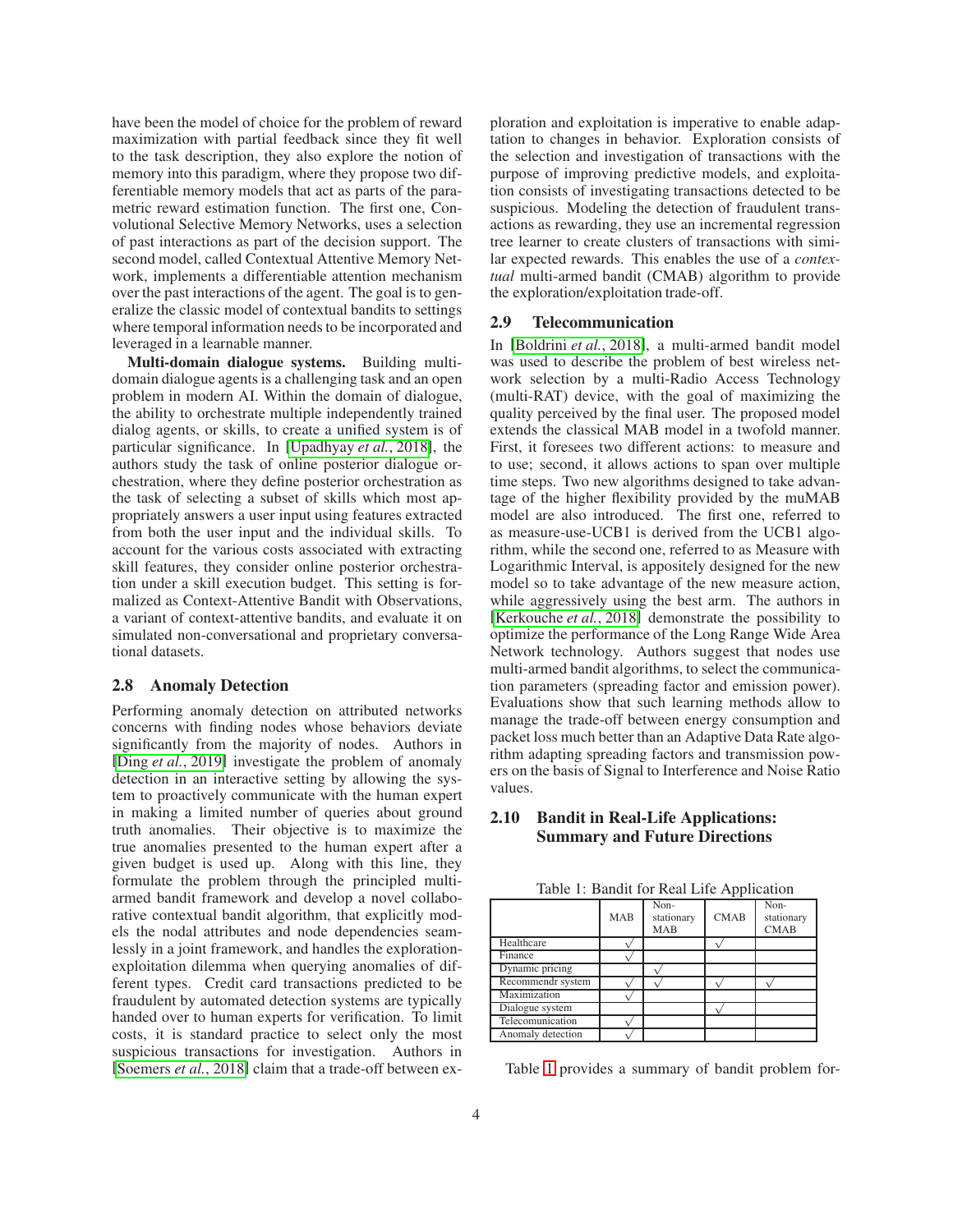have been the model of choice for the problem of reward maximization with partial feedback since they fit well to the task description, they also explore the notion of memory into this paradigm, where they propose two differentiable memory models that act as parts of the parametric reward estimation function. The first one, Convolutional Selective Memory Networks, uses a selection of past interactions as part of the decision support. The second model, called Contextual Attentive Memory Network, implements a differentiable attention mechanism over the past interactions of the agent. The goal is to generalize the classic model of contextual bandits to settings where temporal information needs to be incorporated and leveraged in a learnable manner.

**Multi-domain dialogue systems.** Building multi-domain dialogue agents is a challenging task and an open problem in modern AI. Within the domain of dialogue, the ability to orchestrate multiple independently trained dialog agents, or skills, to create a unified system is of particular significance. In [Upadhyay *et al.*, 2018], the authors study the task of online posterior dialogue orchestration, where they define posterior orchestration as the task of selecting a subset of skills which most appropriately answers a user input using features extracted from both the user input and the individual skills. To account for the various costs associated with extracting skill features, they consider online posterior orchestration under a skill execution budget. This setting is formalized as Context-Attentive Bandit with Observations, a variant of context-attentive bandits, and evaluate it on simulated non-conversational and proprietary conversational datasets.

### 2.8 Anomaly Detection

Performing anomaly detection on attributed networks concerns with finding nodes whose behaviors deviate significantly from the majority of nodes. Authors in [Ding *et al.*, 2019] investigate the problem of anomaly detection in an interactive setting by allowing the system to proactively communicate with the human expert in making a limited number of queries about ground truth anomalies. Their objective is to maximize the true anomalies presented to the human expert after a given budget is used up. Along with this line, they formulate the problem through the principled multi-armed bandit framework and develop a novel collaborative contextual bandit algorithm, that explicitly models the nodal attributes and node dependencies seamlessly in a joint framework, and handles the exploration-exploitation dilemma when querying anomalies of different types. Credit card transactions predicted to be fraudulent by automated detection systems are typically handed over to human experts for verification. To limit costs, it is standard practice to select only the most suspicious transactions for investigation. Authors in [Soemers *et al.*, 2018] claim that a trade-off between exploration and exploitation is imperative to enable adaptation to changes in behavior. Exploration consists of the selection and investigation of transactions with the purpose of improving predictive models, and exploitation consists of investigating transactions detected to be suspicious. Modeling the detection of fraudulent transactions as rewarding, they use an incremental regression tree learner to create clusters of transactions with similar expected rewards. This enables the use of a *contextual* multi-armed bandit (CMAB) algorithm to provide the exploration/exploitation trade-off.

### 2.9 Telecommunication

In [Boldrini *et al.*, 2018], a multi-armed bandit model was used to describe the problem of best wireless network selection by a multi-Radio Access Technology (multi-RAT) device, with the goal of maximizing the quality perceived by the final user. The proposed model extends the classical MAB model in a twofold manner. First, it foresees two different actions: to measure and to use; second, it allows actions to span over multiple time steps. Two new algorithms designed to take advantage of the higher flexibility provided by the muMAB model are also introduced. The first one, referred to as measure-use-UCB1 is derived from the UCB1 algorithm, while the second one, referred to as Measure with Logarithmic Interval, is appositely designed for the new model so to take advantage of the new measure action, while aggressively using the best arm. The authors in [Kerkouche *et al.*, 2018] demonstrate the possibility to optimize the performance of the Long Range Wide Area Network technology. Authors suggest that nodes use multi-armed bandit algorithms, to select the communication parameters (spreading factor and emission power). Evaluations show that such learning methods allow to manage the trade-off between energy consumption and packet loss much better than an Adaptive Data Rate algorithm adapting spreading factors and transmission powers on the basis of Signal to Interference and Noise Ratio values.

### 2.10 Bandit in Real-Life Applications: Summary and Future Directions

Table 1: Bandit for Real Life Application

| | MAB | Non-stationary MAB | CMAB | Non-stationary CMAB |
|---|---|---|---|---|
| Healthcare | √ | | √ | |
| Finance | √ | | | |
| Dynamic pricing | | √ | | |
| Recommendr system | √ | √ | √ | √ |
| Maximization | √ | | | |
| Dialogue system | | | √ | |
| Telecomunication | √ | | | |
| Anomaly detection | √ | | | |

Table 1 provides a summary of bandit problem for-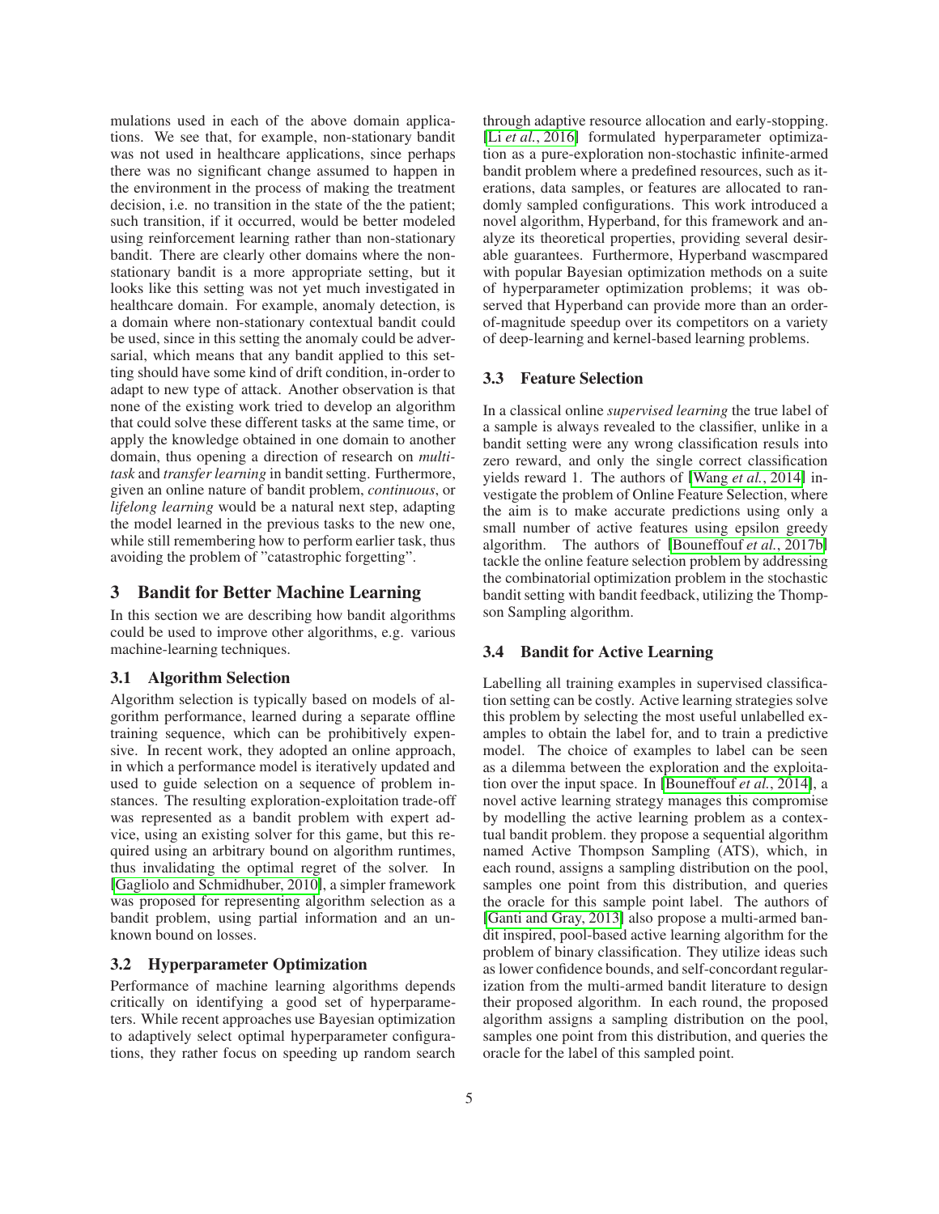mulations used in each of the above domain applications. We see that, for example, non-stationary bandit was not used in healthcare applications, since perhaps there was no significant change assumed to happen in the environment in the process of making the treatment decision, i.e. no transition in the state of the the patient; such transition, if it occurred, would be better modeled using reinforcement learning rather than non-stationary bandit. There are clearly other domains where the non-stationary bandit is a more appropriate setting, but it looks like this setting was not yet much investigated in healthcare domain. For example, anomaly detection, is a domain where non-stationary contextual bandit could be used, since in this setting the anomaly could be adversarial, which means that any bandit applied to this setting should have some kind of drift condition, in-order to adapt to new type of attack. Another observation is that none of the existing work tried to develop an algorithm that could solve these different tasks at the same time, or apply the knowledge obtained in one domain to another domain, thus opening a direction of research on *multi-task* and *transfer learning* in bandit setting. Furthermore, given an online nature of bandit problem, *continuous*, or *lifelong learning* would be a natural next step, adapting the model learned in the previous tasks to the new one, while still remembering how to perform earlier task, thus avoiding the problem of "catastrophic forgetting".

# 3 Bandit for Better Machine Learning

In this section we are describing how bandit algorithms could be used to improve other algorithms, e.g. various machine-learning techniques.

## 3.1 Algorithm Selection

Algorithm selection is typically based on models of algorithm performance, learned during a separate offline training sequence, which can be prohibitively expensive. In recent work, they adopted an online approach, in which a performance model is iteratively updated and used to guide selection on a sequence of problem instances. The resulting exploration-exploitation trade-off was represented as a bandit problem with expert advice, using an existing solver for this game, but this required using an arbitrary bound on algorithm runtimes, thus invalidating the optimal regret of the solver. In [Gagliolo and Schmidhuber, 2010], a simpler framework was proposed for representing algorithm selection as a bandit problem, using partial information and an unknown bound on losses.

## 3.2 Hyperparameter Optimization

Performance of machine learning algorithms depends critically on identifying a good set of hyperparameters. While recent approaches use Bayesian optimization to adaptively select optimal hyperparameter configurations, they rather focus on speeding up random search through adaptive resource allocation and early-stopping. [Li *et al.*, 2016] formulated hyperparameter optimization as a pure-exploration non-stochastic infinite-armed bandit problem where a predefined resources, such as iterations, data samples, or features are allocated to randomly sampled configurations. This work introduced a novel algorithm, Hyperband, for this framework and analyze its theoretical properties, providing several desirable guarantees. Furthermore, Hyperband wascmpared with popular Bayesian optimization methods on a suite of hyperparameter optimization problems; it was observed that Hyperband can provide more than an order-of-magnitude speedup over its competitors on a variety of deep-learning and kernel-based learning problems.

## 3.3 Feature Selection

In a classical online *supervised learning* the true label of a sample is always revealed to the classifier, unlike in a bandit setting were any wrong classification resuls into zero reward, and only the single correct classification yields reward 1. The authors of [Wang *et al.*, 2014] investigate the problem of Online Feature Selection, where the aim is to make accurate predictions using only a small number of active features using epsilon greedy algorithm. The authors of [Bouneffouf *et al.*, 2017b] tackle the online feature selection problem by addressing the combinatorial optimization problem in the stochastic bandit setting with bandit feedback, utilizing the Thompson Sampling algorithm.

## 3.4 Bandit for Active Learning

Labelling all training examples in supervised classification setting can be costly. Active learning strategies solve this problem by selecting the most useful unlabelled examples to obtain the label for, and to train a predictive model. The choice of examples to label can be seen as a dilemma between the exploration and the exploitation over the input space. In [Bouneffouf *et al.*, 2014], a novel active learning strategy manages this compromise by modelling the active learning problem as a contextual bandit problem. they propose a sequential algorithm named Active Thompson Sampling (ATS), which, in each round, assigns a sampling distribution on the pool, samples one point from this distribution, and queries the oracle for this sample point label. The authors of [Ganti and Gray, 2013] also propose a multi-armed bandit inspired, pool-based active learning algorithm for the problem of binary classification. They utilize ideas such as lower confidence bounds, and self-concordant regularization from the multi-armed bandit literature to design their proposed algorithm. In each round, the proposed algorithm assigns a sampling distribution on the pool, samples one point from this distribution, and queries the oracle for the label of this sampled point.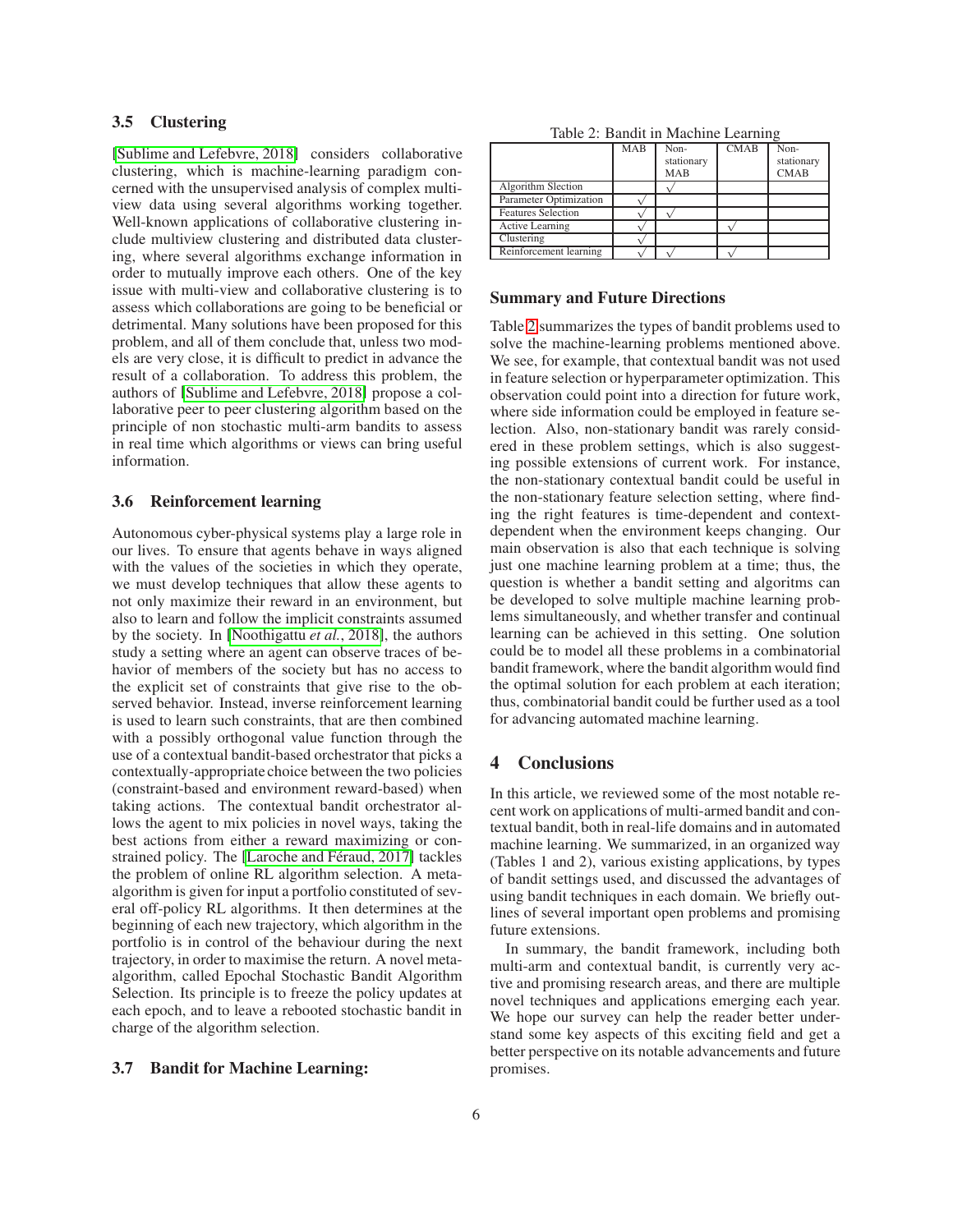### 3.5 Clustering

[Sublime and Lefebvre, 2018] considers collaborative clustering, which is machine-learning paradigm concerned with the unsupervised analysis of complex multi-view data using several algorithms working together. Well-known applications of collaborative clustering include multiview clustering and distributed data clustering, where several algorithms exchange information in order to mutually improve each others. One of the key issue with multi-view and collaborative clustering is to assess which collaborations are going to be beneficial or detrimental. Many solutions have been proposed for this problem, and all of them conclude that, unless two models are very close, it is difficult to predict in advance the result of a collaboration. To address this problem, the authors of [Sublime and Lefebvre, 2018] propose a collaborative peer to peer clustering algorithm based on the principle of non stochastic multi-arm bandits to assess in real time which algorithms or views can bring useful information.

### 3.6 Reinforcement learning

Autonomous cyber-physical systems play a large role in our lives. To ensure that agents behave in ways aligned with the values of the societies in which they operate, we must develop techniques that allow these agents to not only maximize their reward in an environment, but also to learn and follow the implicit constraints assumed by the society. In [Noothigattu *et al.*, 2018], the authors study a setting where an agent can observe traces of behavior of members of the society but has no access to the explicit set of constraints that give rise to the observed behavior. Instead, inverse reinforcement learning is used to learn such constraints, that are then combined with a possibly orthogonal value function through the use of a contextual bandit-based orchestrator that picks a contextually-appropriate choice between the two policies (constraint-based and environment reward-based) when taking actions. The contextual bandit orchestrator allows the agent to mix policies in novel ways, taking the best actions from either a reward maximizing or constrained policy. The [Laroche and Féraud, 2017] tackles the problem of online RL algorithm selection. A meta-algorithm is given for input a portfolio constituted of several off-policy RL algorithms. It then determines at the beginning of each new trajectory, which algorithm in the portfolio is in control of the behaviour during the next trajectory, in order to maximise the return. A novel meta-algorithm, called Epochal Stochastic Bandit Algorithm Selection. Its principle is to freeze the policy updates at each epoch, and to leave a rebooted stochastic bandit in charge of the algorithm selection.

### 3.7 Bandit for Machine Learning:

Table 2: Bandit in Machine Learning

| | MAB | Non-stationary MAB | CMAB | Non-stationary CMAB |
|---|---|---|---|---|
| Algorithm Slection | | √ | | |
| Parameter Optimization | √ | | | |
| Features Selection | √ | √ | | |
| Active Learning | √ | | √ | |
| Clustering | √ | | | |
| Reinforcement learning | √ | √ | √ | |

### Summary and Future Directions

Table 2 summarizes the types of bandit problems used to solve the machine-learning problems mentioned above. We see, for example, that contextual bandit was not used in feature selection or hyperparameter optimization. This observation could point into a direction for future work, where side information could be employed in feature selection. Also, non-stationary bandit was rarely considered in these problem settings, which is also suggesting possible extensions of current work. For instance, the non-stationary contextual bandit could be useful in the non-stationary feature selection setting, where finding the right features is time-dependent and context-dependent when the environment keeps changing. Our main observation is also that each technique is solving just one machine learning problem at a time; thus, the question is whether a bandit setting and algoritms can be developed to solve multiple machine learning problems simultaneously, and whether transfer and continual learning can be achieved in this setting. One solution could be to model all these problems in a combinatorial bandit framework, where the bandit algorithm would find the optimal solution for each problem at each iteration; thus, combinatorial bandit could be further used as a tool for advancing automated machine learning.

## 4 Conclusions

In this article, we reviewed some of the most notable recent work on applications of multi-armed bandit and contextual bandit, both in real-life domains and in automated machine learning. We summarized, in an organized way (Tables 1 and 2), various existing applications, by types of bandit settings used, and discussed the advantages of using bandit techniques in each domain. We briefly outlines of several important open problems and promising future extensions.

In summary, the bandit framework, including both multi-arm and contextual bandit, is currently very active and promising research areas, and there are multiple novel techniques and applications emerging each year. We hope our survey can help the reader better understand some key aspects of this exciting field and get a better perspective on its notable advancements and future promises.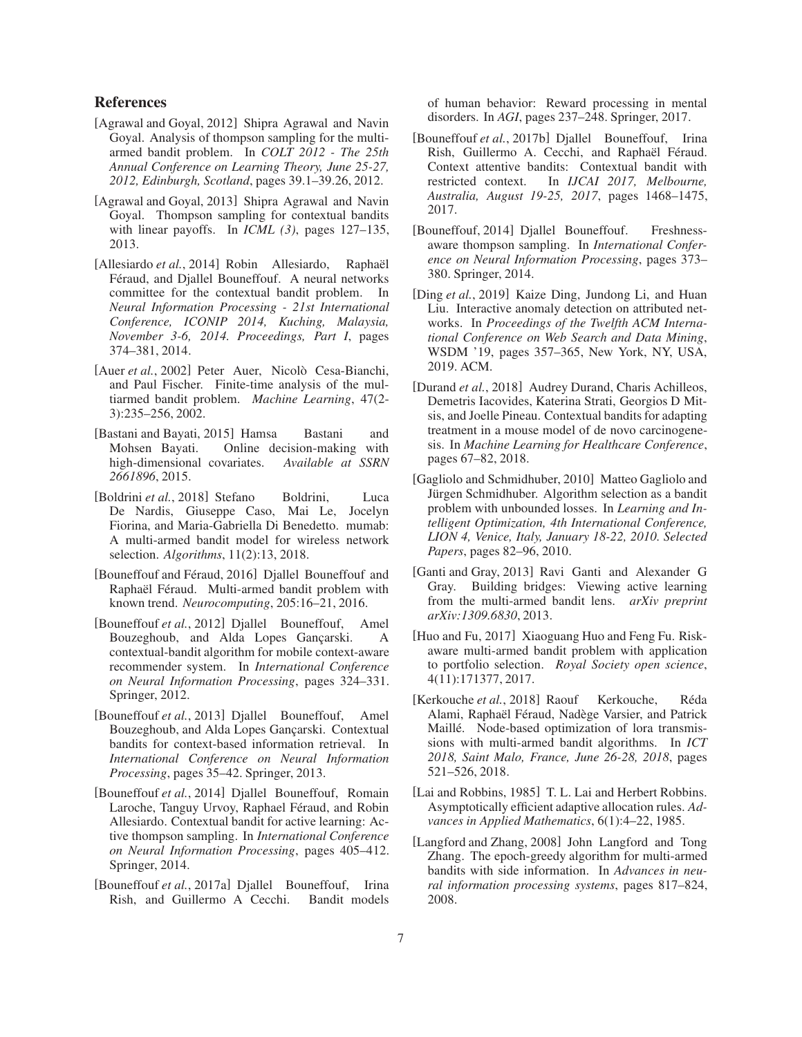## References

[Agrawal and Goyal, 2012] Shipra Agrawal and Navin Goyal. Analysis of thompson sampling for the multi-armed bandit problem. In *COLT 2012 - The 25th Annual Conference on Learning Theory, June 25-27, 2012, Edinburgh, Scotland*, pages 39.1–39.26, 2012.

[Agrawal and Goyal, 2013] Shipra Agrawal and Navin Goyal. Thompson sampling for contextual bandits with linear payoffs. In *ICML (3)*, pages 127–135, 2013.

[Allesiardo *et al.*, 2014] Robin Allesiardo, Raphaël Féraud, and Djallel Bouneffouf. A neural networks committee for the contextual bandit problem. In *Neural Information Processing - 21st International Conference, ICONIP 2014, Kuching, Malaysia, November 3-6, 2014. Proceedings, Part I*, pages 374–381, 2014.

[Auer *et al.*, 2002] Peter Auer, Nicolò Cesa-Bianchi, and Paul Fischer. Finite-time analysis of the multiarmed bandit problem. *Machine Learning*, 47(2-3):235–256, 2002.

[Bastani and Bayati, 2015] Hamsa Bastani and Mohsen Bayati. Online decision-making with high-dimensional covariates. *Available at SSRN 2661896*, 2015.

[Boldrini *et al.*, 2018] Stefano Boldrini, Luca De Nardis, Giuseppe Caso, Mai Le, Jocelyn Fiorina, and Maria-Gabriella Di Benedetto. mumab: A multi-armed bandit model for wireless network selection. *Algorithms*, 11(2):13, 2018.

[Bouneffouf and Féraud, 2016] Djallel Bouneffouf and Raphaël Féraud. Multi-armed bandit problem with known trend. *Neurocomputing*, 205:16–21, 2016.

[Bouneffouf *et al.*, 2012] Djallel Bouneffouf, Amel Bouzeghoub, and Alda Lopes Gançarski. A contextual-bandit algorithm for mobile context-aware recommender system. In *International Conference on Neural Information Processing*, pages 324–331. Springer, 2012.

[Bouneffouf *et al.*, 2013] Djallel Bouneffouf, Amel Bouzeghoub, and Alda Lopes Gançarski. Contextual bandits for context-based information retrieval. In *International Conference on Neural Information Processing*, pages 35–42. Springer, 2013.

[Bouneffouf *et al.*, 2014] Djallel Bouneffouf, Romain Laroche, Tanguy Urvoy, Raphael Féraud, and Robin Allesiardo. Contextual bandit for active learning: Active thompson sampling. In *International Conference on Neural Information Processing*, pages 405–412. Springer, 2014.

[Bouneffouf *et al.*, 2017a] Djallel Bouneffouf, Irina Rish, and Guillermo A Cecchi. Bandit models of human behavior: Reward processing in mental disorders. In *AGI*, pages 237–248. Springer, 2017.

[Bouneffouf *et al.*, 2017b] Djallel Bouneffouf, Irina Rish, Guillermo A. Cecchi, and Raphaël Féraud. Context attentive bandits: Contextual bandit with restricted context. In *IJCAI 2017, Melbourne, Australia, August 19-25, 2017*, pages 1468–1475, 2017.

[Bouneffouf, 2014] Djallel Bouneffouf. Freshness-aware thompson sampling. In *International Conference on Neural Information Processing*, pages 373–380. Springer, 2014.

[Ding *et al.*, 2019] Kaize Ding, Jundong Li, and Huan Liu. Interactive anomaly detection on attributed networks. In *Proceedings of the Twelfth ACM International Conference on Web Search and Data Mining*, WSDM '19, pages 357–365, New York, NY, USA, 2019. ACM.

[Durand *et al.*, 2018] Audrey Durand, Charis Achilleos, Demetris Iacovides, Katerina Strati, Georgios D Mitsis, and Joelle Pineau. Contextual bandits for adapting treatment in a mouse model of de novo carcinogenesis. In *Machine Learning for Healthcare Conference*, pages 67–82, 2018.

[Gagliolo and Schmidhuber, 2010] Matteo Gagliolo and Jürgen Schmidhuber. Algorithm selection as a bandit problem with unbounded losses. In *Learning and Intelligent Optimization, 4th International Conference, LION 4, Venice, Italy, January 18-22, 2010. Selected Papers*, pages 82–96, 2010.

[Ganti and Gray, 2013] Ravi Ganti and Alexander G Gray. Building bridges: Viewing active learning from the multi-armed bandit lens. *arXiv preprint arXiv:1309.6830*, 2013.

[Huo and Fu, 2017] Xiaoguang Huo and Feng Fu. Risk-aware multi-armed bandit problem with application to portfolio selection. *Royal Society open science*, 4(11):171377, 2017.

[Kerkouche *et al.*, 2018] Raouf Kerkouche, Réda Alami, Raphaël Féraud, Nadège Varsier, and Patrick Maillé. Node-based optimization of lora transmissions with multi-armed bandit algorithms. In *ICT 2018, Saint Malo, France, June 26-28, 2018*, pages 521–526, 2018.

[Lai and Robbins, 1985] T. L. Lai and Herbert Robbins. Asymptotically efficient adaptive allocation rules. *Advances in Applied Mathematics*, 6(1):4–22, 1985.

[Langford and Zhang, 2008] John Langford and Tong Zhang. The epoch-greedy algorithm for multi-armed bandits with side information. In *Advances in neural information processing systems*, pages 817–824, 2008.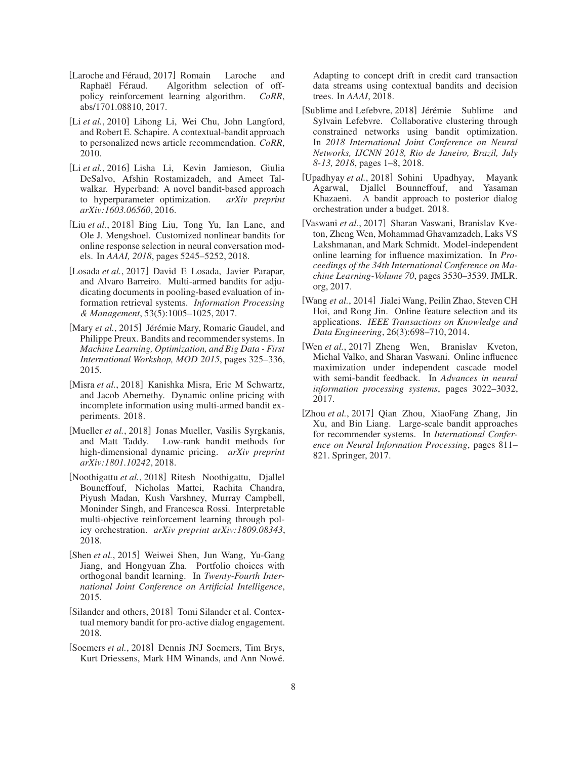[Laroche and Féraud, 2017] Romain Laroche and Raphaël Féraud. Algorithm selection of off-policy reinforcement learning algorithm. *CoRR*, abs/1701.08810, 2017.

[Li *et al.*, 2010] Lihong Li, Wei Chu, John Langford, and Robert E. Schapire. A contextual-bandit approach to personalized news article recommendation. *CoRR*, 2010.

[Li *et al.*, 2016] Lisha Li, Kevin Jamieson, Giulia DeSalvo, Afshin Rostamizadeh, and Ameet Talwalkar. Hyperband: A novel bandit-based approach to hyperparameter optimization. *arXiv preprint arXiv:1603.06560*, 2016.

[Liu *et al.*, 2018] Bing Liu, Tong Yu, Ian Lane, and Ole J. Mengshoel. Customized nonlinear bandits for online response selection in neural conversation models. In *AAAI, 2018*, pages 5245–5252, 2018.

[Losada *et al.*, 2017] David E Losada, Javier Parapar, and Alvaro Barreiro. Multi-armed bandits for adjudicating documents in pooling-based evaluation of information retrieval systems. *Information Processing & Management*, 53(5):1005–1025, 2017.

[Mary *et al.*, 2015] Jérémie Mary, Romaric Gaudel, and Philippe Preux. Bandits and recommender systems. In *Machine Learning, Optimization, and Big Data - First International Workshop, MOD 2015*, pages 325–336, 2015.

[Misra *et al.*, 2018] Kanishka Misra, Eric M Schwartz, and Jacob Abernethy. Dynamic online pricing with incomplete information using multi-armed bandit experiments. 2018.

[Mueller *et al.*, 2018] Jonas Mueller, Vasilis Syrgkanis, and Matt Taddy. Low-rank bandit methods for high-dimensional dynamic pricing. *arXiv preprint arXiv:1801.10242*, 2018.

[Noothigattu *et al.*, 2018] Ritesh Noothigattu, Djallel Bouneffouf, Nicholas Mattei, Rachita Chandra, Piyush Madan, Kush Varshney, Murray Campbell, Moninder Singh, and Francesca Rossi. Interpretable multi-objective reinforcement learning through policy orchestration. *arXiv preprint arXiv:1809.08343*, 2018.

[Shen *et al.*, 2015] Weiwei Shen, Jun Wang, Yu-Gang Jiang, and Hongyuan Zha. Portfolio choices with orthogonal bandit learning. In *Twenty-Fourth International Joint Conference on Artificial Intelligence*, 2015.

[Silander and others, 2018] Tomi Silander et al. Contextual memory bandit for pro-active dialog engagement. 2018.

[Soemers *et al.*, 2018] Dennis JNJ Soemers, Tim Brys, Kurt Driessens, Mark HM Winands, and Ann Nowé. Adapting to concept drift in credit card transaction data streams using contextual bandits and decision trees. In *AAAI*, 2018.

[Sublime and Lefebvre, 2018] Jérémie Sublime and Sylvain Lefebvre. Collaborative clustering through constrained networks using bandit optimization. In *2018 International Joint Conference on Neural Networks, IJCNN 2018, Rio de Janeiro, Brazil, July 8-13, 2018*, pages 1–8, 2018.

[Upadhyay *et al.*, 2018] Sohini Upadhyay, Mayank Agarwal, Djallel Bounneffouf, and Yasaman Khazaeni. A bandit approach to posterior dialog orchestration under a budget. 2018.

[Vaswani *et al.*, 2017] Sharan Vaswani, Branislav Kveton, Zheng Wen, Mohammad Ghavamzadeh, Laks VS Lakshmanan, and Mark Schmidt. Model-independent online learning for influence maximization. In *Proceedings of the 34th International Conference on Machine Learning-Volume 70*, pages 3530–3539. JMLR. org, 2017.

[Wang *et al.*, 2014] Jialei Wang, Peilin Zhao, Steven CH Hoi, and Rong Jin. Online feature selection and its applications. *IEEE Transactions on Knowledge and Data Engineering*, 26(3):698–710, 2014.

[Wen *et al.*, 2017] Zheng Wen, Branislav Kveton, Michal Valko, and Sharan Vaswani. Online influence maximization under independent cascade model with semi-bandit feedback. In *Advances in neural information processing systems*, pages 3022–3032, 2017.

[Zhou *et al.*, 2017] Qian Zhou, XiaoFang Zhang, Jin Xu, and Bin Liang. Large-scale bandit approaches for recommender systems. In *International Conference on Neural Information Processing*, pages 811–821. Springer, 2017.